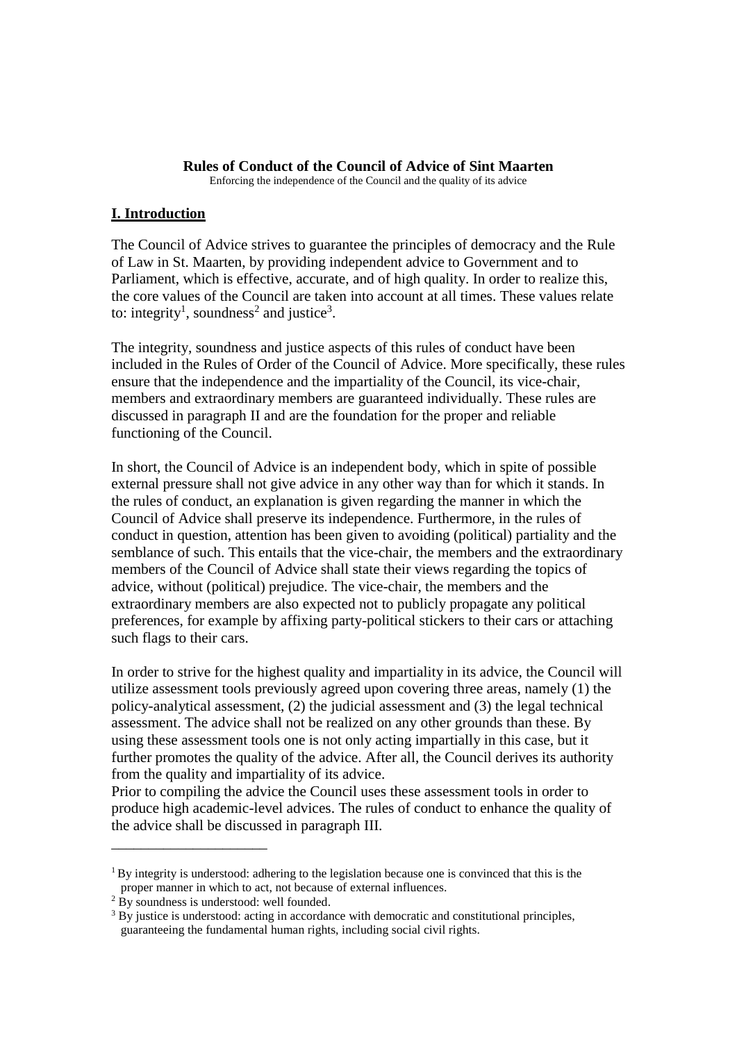# Rules of Conduct of the Council of Advice of Sint Maarten

Enforcing the independence of the Council and the quality of its advice

## I. Introduction

The Council of Advice strives to guarantee the principles of democracy and the Rule of Law in St. Maarten, by providing independent advice to Government and to Parliament, which is effective, accurate, and of high quality. In order to realize this, the core values of the Council are taken into account at all times. These values relate to: integrity[1], soundness[2] and justice[3].

The integrity, soundness and justice aspects of this rules of conduct have been included in the Rules of Order of the Council of Advice. More specifically, these rules ensure that the independence and the impartiality of the Council, its vice-chair, members and extraordinary members are guaranteed individually. These rules are discussed in paragraph II and are the foundation for the proper and reliable functioning of the Council.

In short, the Council of Advice is an independent body, which in spite of possible external pressure shall not give advice in any other way than for which it stands. In the rules of conduct, an explanation is given regarding the manner in which the Council of Advice shall preserve its independence. Furthermore, in the rules of conduct in question, attention has been given to avoiding (political) partiality and the semblance of such. This entails that the vice-chair, the members and the extraordinary members of the Council of Advice shall state their views regarding the topics of advice, without (political) prejudice. The vice-chair, the members and the extraordinary members are also expected not to publicly propagate any political preferences, for example by affixing party-political stickers to their cars or attaching such flags to their cars.

In order to strive for the highest quality and impartiality in its advice, the Council will utilize assessment tools previously agreed upon covering three areas, namely (1) the policy-analytical assessment, (2) the judicial assessment and (3) the legal technical assessment. The advice shall not be realized on any other grounds than these. By using these assessment tools one is not only acting impartially in this case, but it further promotes the quality of the advice. After all, the Council derives its authority from the quality and impartiality of its advice.
Prior to compiling the advice the Council uses these assessment tools in order to produce high academic-level advices. The rules of conduct to enhance the quality of the advice shall be discussed in paragraph III.

---

[1] By integrity is understood: adhering to the legislation because one is convinced that this is the proper manner in which to act, not because of external influences.

[2] By soundness is understood: well founded.

[3] By justice is understood: acting in accordance with democratic and constitutional principles, guaranteeing the fundamental human rights, including social civil rights.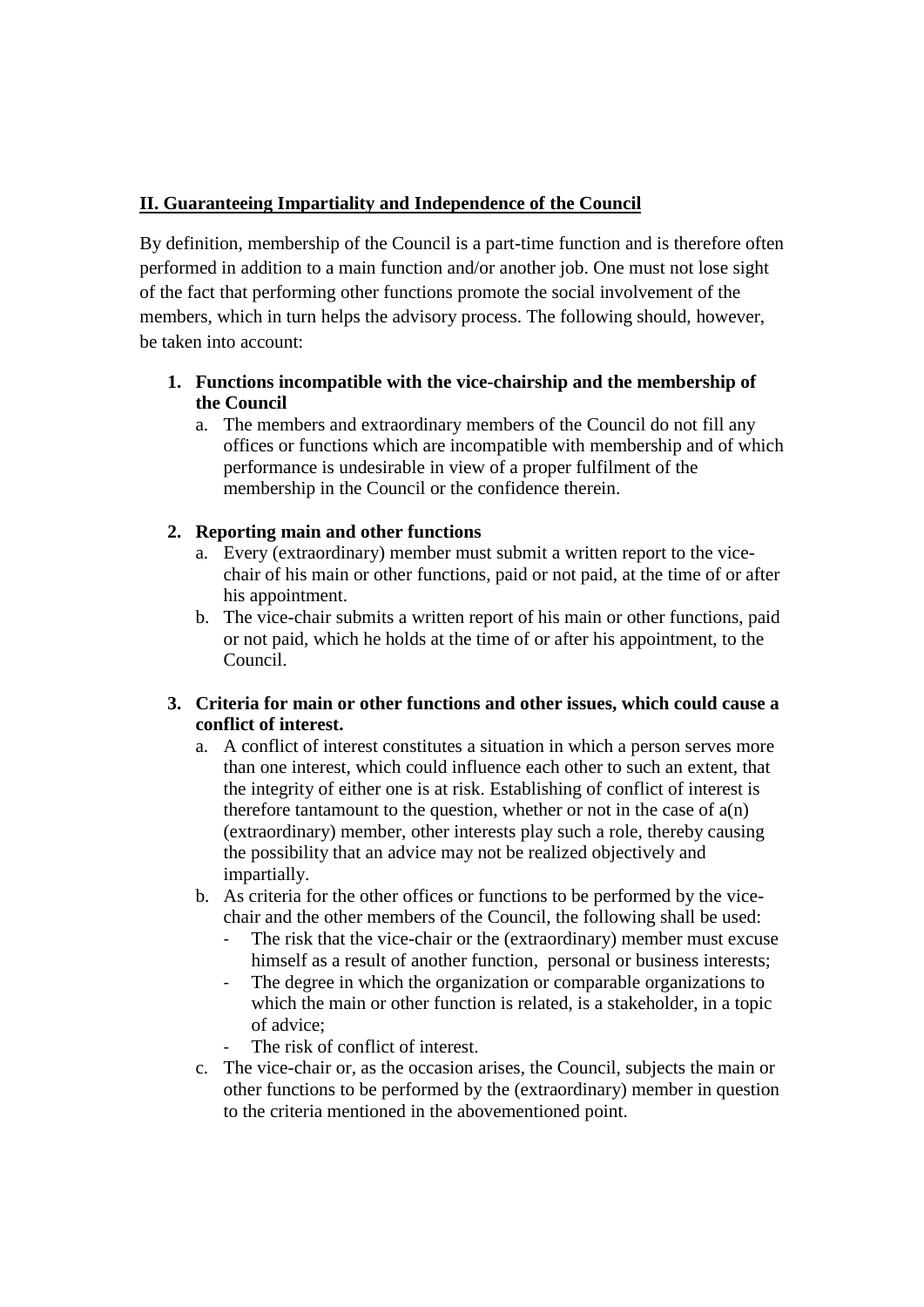## II. Guaranteeing Impartiality and Independence of the Council

By definition, membership of the Council is a part-time function and is therefore often performed in addition to a main function and/or another job. One must not lose sight of the fact that performing other functions promote the social involvement of the members, which in turn helps the advisory process. The following should, however, be taken into account:

1. **Functions incompatible with the vice-chairship and the membership of the Council**
   a. The members and extraordinary members of the Council do not fill any offices or functions which are incompatible with membership and of which performance is undesirable in view of a proper fulfilment of the membership in the Council or the confidence therein.

2. **Reporting main and other functions**
   a. Every (extraordinary) member must submit a written report to the vice-chair of his main or other functions, paid or not paid, at the time of or after his appointment.
   b. The vice-chair submits a written report of his main or other functions, paid or not paid, which he holds at the time of or after his appointment, to the Council.

3. **Criteria for main or other functions and other issues, which could cause a conflict of interest.**
   a. A conflict of interest constitutes a situation in which a person serves more than one interest, which could influence each other to such an extent, that the integrity of either one is at risk. Establishing of conflict of interest is therefore tantamount to the question, whether or not in the case of a(n) (extraordinary) member, other interests play such a role, thereby causing the possibility that an advice may not be realized objectively and impartially.
   b. As criteria for the other offices or functions to be performed by the vice-chair and the other members of the Council, the following shall be used:
      - The risk that the vice-chair or the (extraordinary) member must excuse himself as a result of another function, personal or business interests;
      - The degree in which the organization or comparable organizations to which the main or other function is related, is a stakeholder, in a topic of advice;
      - The risk of conflict of interest.
   c. The vice-chair or, as the occasion arises, the Council, subjects the main or other functions to be performed by the (extraordinary) member in question to the criteria mentioned in the abovementioned point.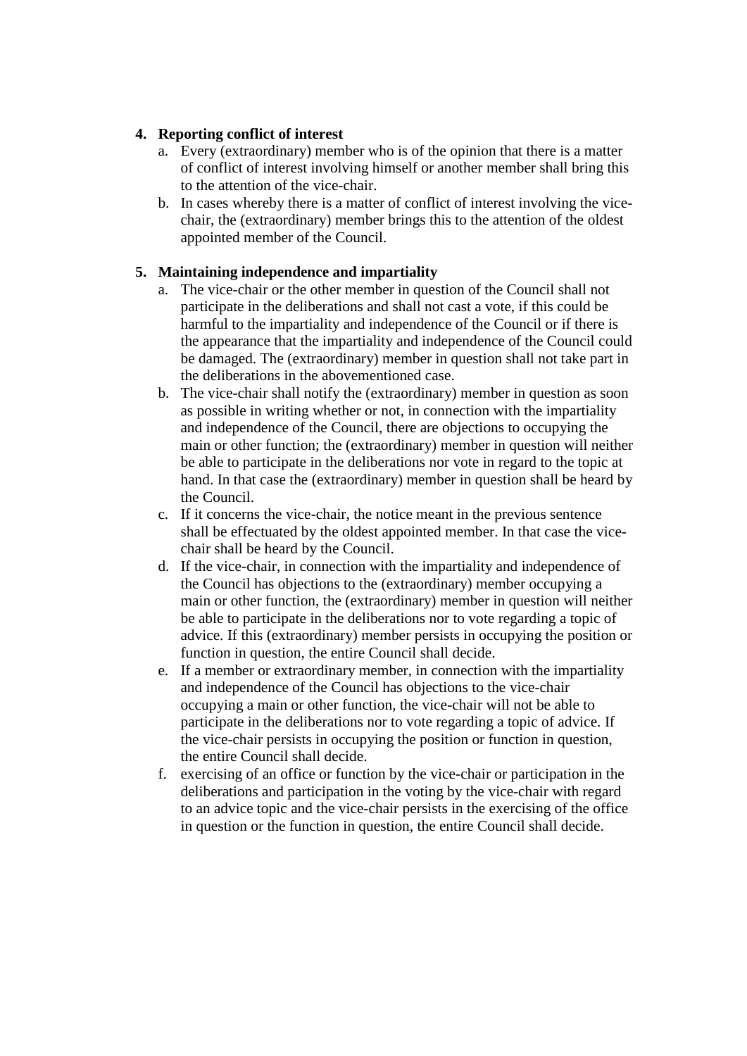4. **Reporting conflict of interest**
    a. Every (extraordinary) member who is of the opinion that there is a matter of conflict of interest involving himself or another member shall bring this to the attention of the vice-chair.
    b. In cases whereby there is a matter of conflict of interest involving the vice-chair, the (extraordinary) member brings this to the attention of the oldest appointed member of the Council.

5. **Maintaining independence and impartiality**
    a. The vice-chair or the other member in question of the Council shall not participate in the deliberations and shall not cast a vote, if this could be harmful to the impartiality and independence of the Council or if there is the appearance that the impartiality and independence of the Council could be damaged. The (extraordinary) member in question shall not take part in the deliberations in the abovementioned case.
    b. The vice-chair shall notify the (extraordinary) member in question as soon as possible in writing whether or not, in connection with the impartiality and independence of the Council, there are objections to occupying the main or other function; the (extraordinary) member in question will neither be able to participate in the deliberations nor vote in regard to the topic at hand. In that case the (extraordinary) member in question shall be heard by the Council.
    c. If it concerns the vice-chair, the notice meant in the previous sentence shall be effectuated by the oldest appointed member. In that case the vice-chair shall be heard by the Council.
    d. If the vice-chair, in connection with the impartiality and independence of the Council has objections to the (extraordinary) member occupying a main or other function, the (extraordinary) member in question will neither be able to participate in the deliberations nor to vote regarding a topic of advice. If this (extraordinary) member persists in occupying the position or function in question, the entire Council shall decide.
    e. If a member or extraordinary member, in connection with the impartiality and independence of the Council has objections to the vice-chair occupying a main or other function, the vice-chair will not be able to participate in the deliberations nor to vote regarding a topic of advice. If the vice-chair persists in occupying the position or function in question, the entire Council shall decide.
    f. exercising of an office or function by the vice-chair or participation in the deliberations and participation in the voting by the vice-chair with regard to an advice topic and the vice-chair persists in the exercising of the office in question or the function in question, the entire Council shall decide.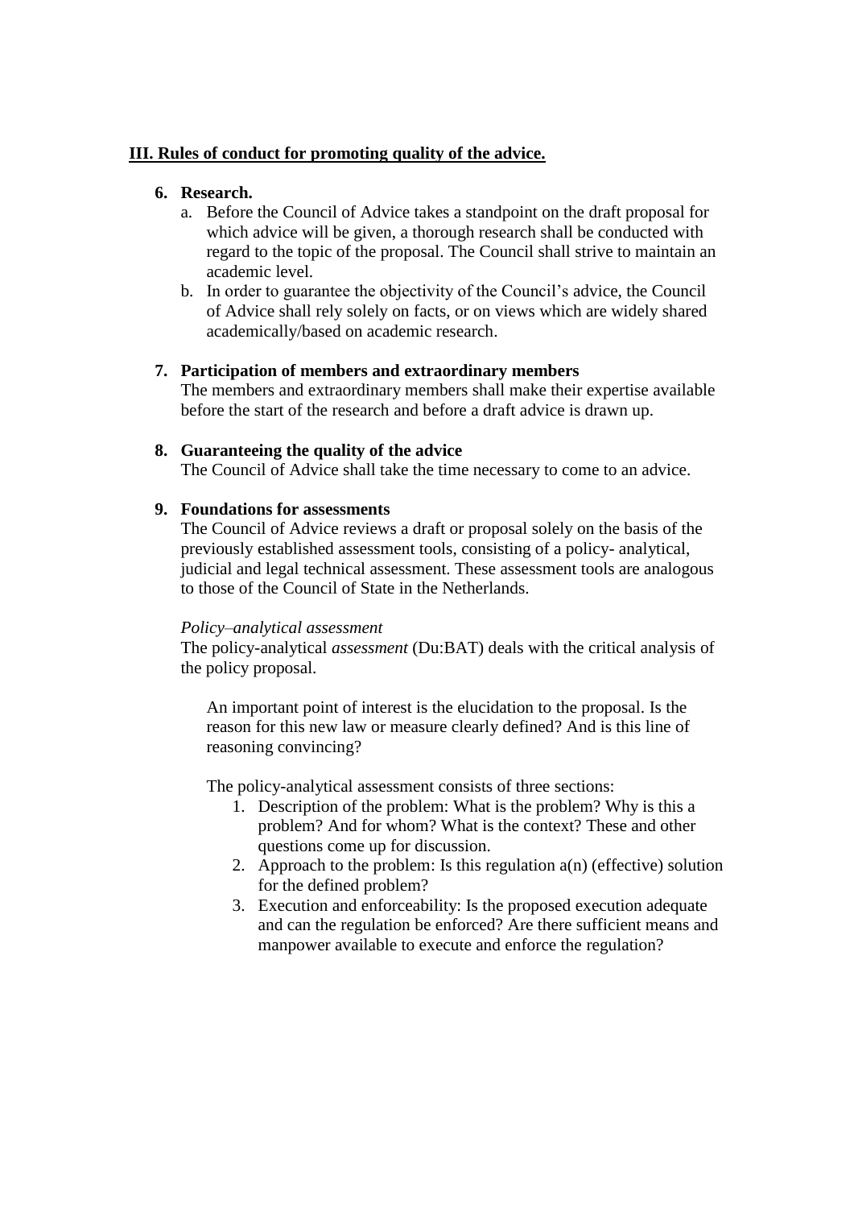**<u>III. Rules of conduct for promoting quality of the advice.</u>**

6. **Research.**
    a. Before the Council of Advice takes a standpoint on the draft proposal for which advice will be given, a thorough research shall be conducted with regard to the topic of the proposal. The Council shall strive to maintain an academic level.
    b. In order to guarantee the objectivity of the Council's advice, the Council of Advice shall rely solely on facts, or on views which are widely shared academically/based on academic research.

7. **Participation of members and extraordinary members**
   The members and extraordinary members shall make their expertise available before the start of the research and before a draft advice is drawn up.

8. **Guaranteeing the quality of the advice**
   The Council of Advice shall take the time necessary to come to an advice.

9. **Foundations for assessments**
   The Council of Advice reviews a draft or proposal solely on the basis of the previously established assessment tools, consisting of a policy- analytical, judicial and legal technical assessment. These assessment tools are analogous to those of the Council of State in the Netherlands.

   *Policy–analytical assessment*
   The policy-analytical *assessment* (Du:BAT) deals with the critical analysis of the policy proposal.

   An important point of interest is the elucidation to the proposal. Is the reason for this new law or measure clearly defined? And is this line of reasoning convincing?

   The policy-analytical assessment consists of three sections:
    1. Description of the problem: What is the problem? Why is this a problem? And for whom? What is the context? These and other questions come up for discussion.
    2. Approach to the problem: Is this regulation a(n) (effective) solution for the defined problem?
    3. Execution and enforceability: Is the proposed execution adequate and can the regulation be enforced? Are there sufficient means and manpower available to execute and enforce the regulation?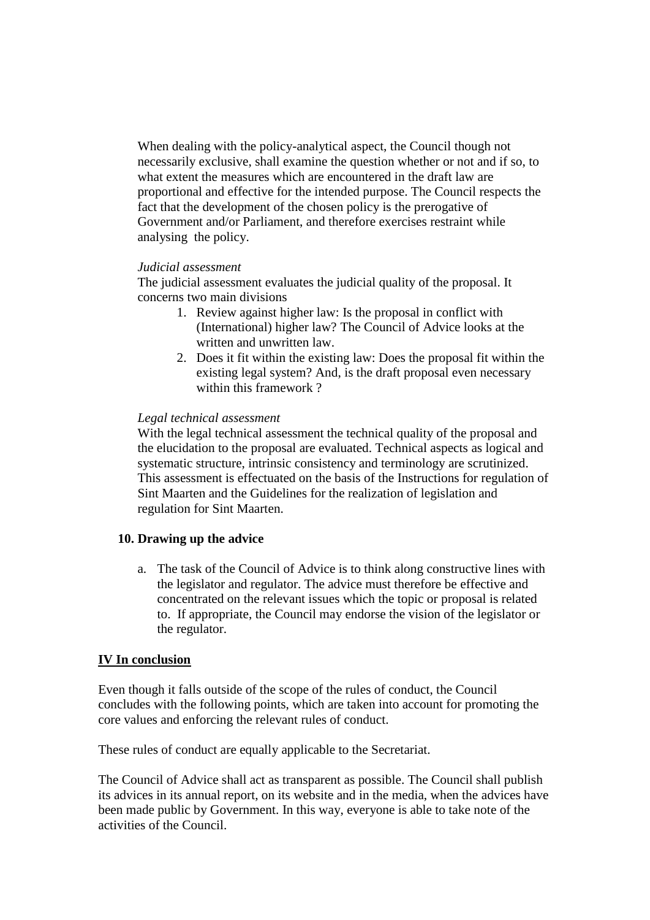When dealing with the policy-analytical aspect, the Council though not necessarily exclusive, shall examine the question whether or not and if so, to what extent the measures which are encountered in the draft law are proportional and effective for the intended purpose. The Council respects the fact that the development of the chosen policy is the prerogative of Government and/or Parliament, and therefore exercises restraint while analysing the policy.

*Judicial assessment*

The judicial assessment evaluates the judicial quality of the proposal. It concerns two main divisions

1. Review against higher law: Is the proposal in conflict with (International) higher law? The Council of Advice looks at the written and unwritten law.
2. Does it fit within the existing law: Does the proposal fit within the existing legal system? And, is the draft proposal even necessary within this framework ?

*Legal technical assessment*

With the legal technical assessment the technical quality of the proposal and the elucidation to the proposal are evaluated. Technical aspects as logical and systematic structure, intrinsic consistency and terminology are scrutinized. This assessment is effectuated on the basis of the Instructions for regulation of Sint Maarten and the Guidelines for the realization of legislation and regulation for Sint Maarten.

### 10. Drawing up the advice

a. The task of the Council of Advice is to think along constructive lines with the legislator and regulator. The advice must therefore be effective and concentrated on the relevant issues which the topic or proposal is related to. If appropriate, the Council may endorse the vision of the legislator or the regulator.

## IV In conclusion

Even though it falls outside of the scope of the rules of conduct, the Council concludes with the following points, which are taken into account for promoting the core values and enforcing the relevant rules of conduct.

These rules of conduct are equally applicable to the Secretariat.

The Council of Advice shall act as transparent as possible. The Council shall publish its advices in its annual report, on its website and in the media, when the advices have been made public by Government. In this way, everyone is able to take note of the activities of the Council.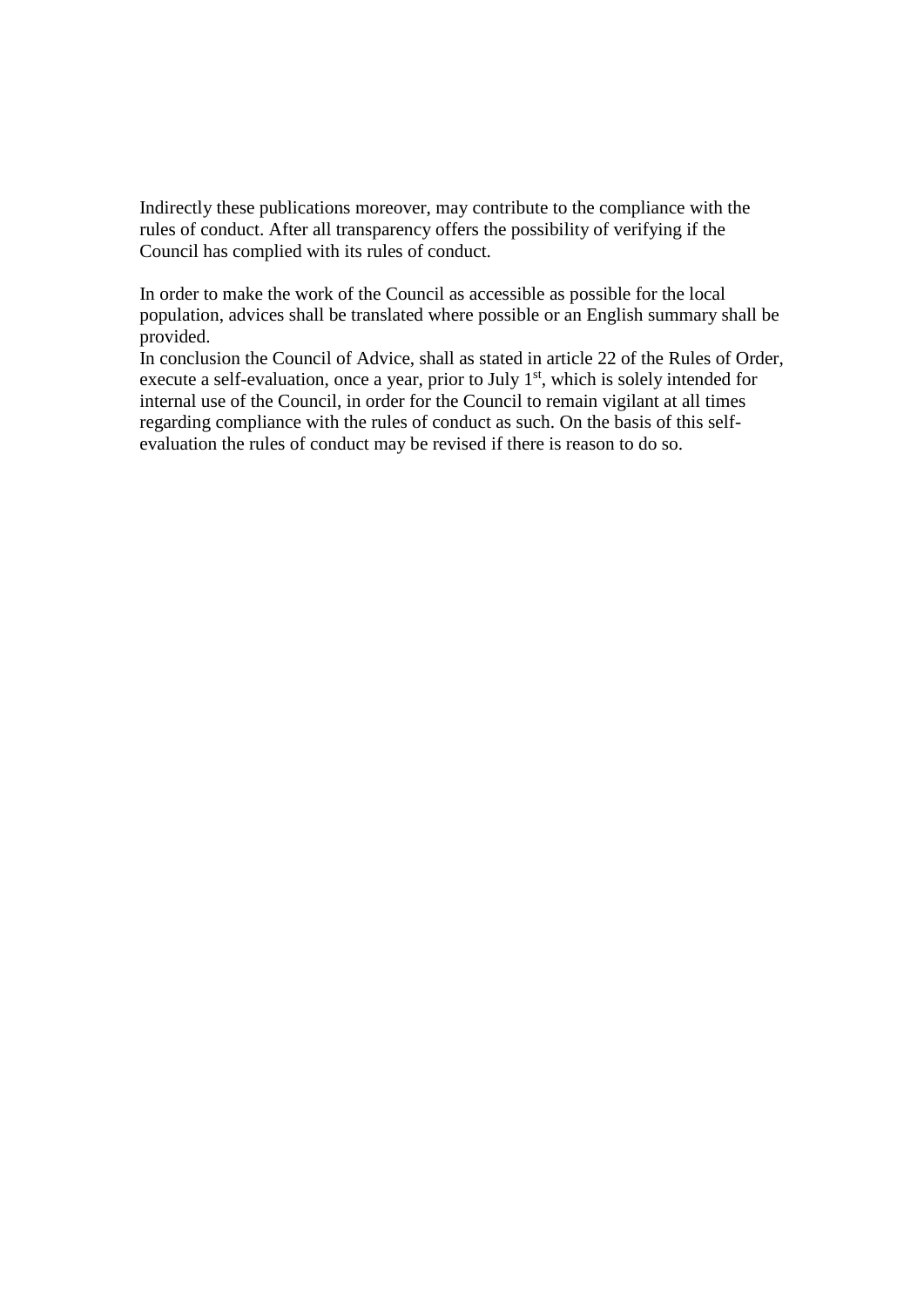Indirectly these publications moreover, may contribute to the compliance with the rules of conduct. After all transparency offers the possibility of verifying if the Council has complied with its rules of conduct.

In order to make the work of the Council as accessible as possible for the local population, advices shall be translated where possible or an English summary shall be provided.

In conclusion the Council of Advice, shall as stated in article 22 of the Rules of Order, execute a self-evaluation, once a year, prior to July 1st, which is solely intended for internal use of the Council, in order for the Council to remain vigilant at all times regarding compliance with the rules of conduct as such. On the basis of this self-evaluation the rules of conduct may be revised if there is reason to do so.